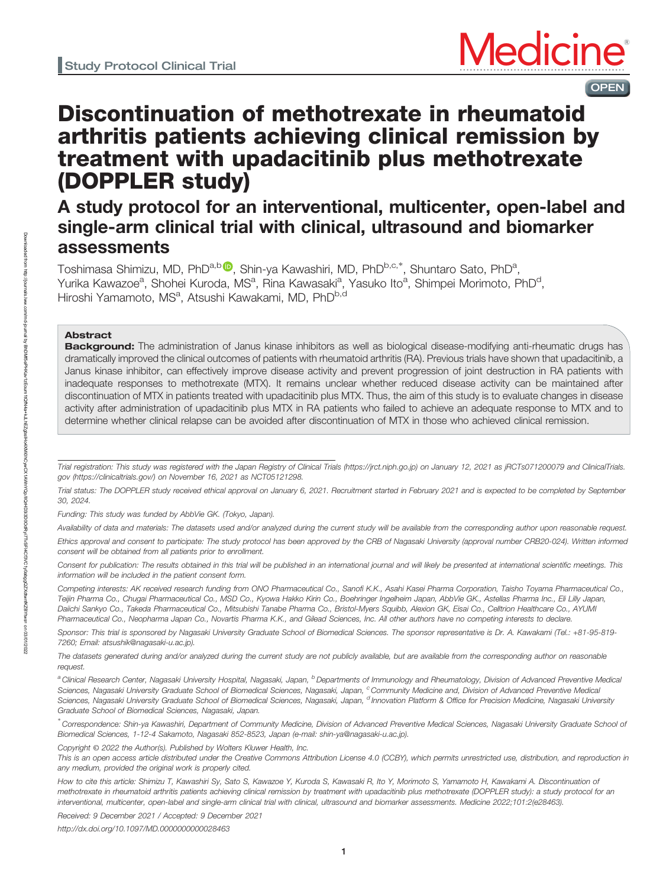Study Protocol Clinical Trial

# Discontinuation of methotrexate in rheumatoid arthritis patients achieving clinical remission by treatment with upadacitinib plus methotrexate (DOPPLER study)

## A study protocol for an interventional, multicenter, open-label and single-arm clinical trial with clinical, ultrasound and biomarker assessments

Toshimasa Shimizu, MD, PhD[a,b], Shin-ya Kawashiri, MD, PhD[b,c,*], Shuntaro Sato, PhD[a], Yurika Kawazoe[a], Shohei Kuroda, MS[a], Rina Kawasaki[a], Yasuko Ito[a], Shimpei Morimoto, PhD[d], Hiroshi Yamamoto, MS[a], Atsushi Kawakami, MD, PhD[b,d]

### Abstract

**Background:** The administration of Janus kinase inhibitors as well as biological disease-modifying anti-rheumatic drugs has dramatically improved the clinical outcomes of patients with rheumatoid arthritis (RA). Previous trials have shown that upadacitinib, a Janus kinase inhibitor, can effectively improve disease activity and prevent progression of joint destruction in RA patients with inadequate responses to methotrexate (MTX). It remains unclear whether reduced disease activity can be maintained after discontinuation of MTX in patients treated with upadacitinib plus MTX. Thus, the aim of this study is to evaluate changes in disease activity after administration of upadacitinib plus MTX in RA patients who failed to achieve an adequate response to MTX and to determine whether clinical relapse can be avoided after discontinuation of MTX in those who achieved clinical remission.

---

*Trial registration: This study was registered with the Japan Registry of Clinical Trials (https://jrct.niph.go.jp) on January 12, 2021 as jRCTs071200079 and ClinicalTrials.gov (https://clinicaltrials.gov/) on November 16, 2021 as NCT05121298.*

*Trial status: The DOPPLER study received ethical approval on January 6, 2021. Recruitment started in February 2021 and is expected to be completed by September 30, 2024.*

*Funding: This study was funded by AbbVie GK. (Tokyo, Japan).*

*Availability of data and materials: The datasets used and/or analyzed during the current study will be available from the corresponding author upon reasonable request.*

*Ethics approval and consent to participate: The study protocol has been approved by the CRB of Nagasaki University (approval number CRB20-024). Written informed consent will be obtained from all patients prior to enrollment.*

*Consent for publication: The results obtained in this trial will be published in an international journal and will likely be presented at international scientific meetings. This information will be included in the patient consent form.*

*Competing interests: AK received research funding from ONO Pharmaceutical Co., Sanofi K.K., Asahi Kasei Pharma Corporation, Taisho Toyama Pharmaceutical Co., Teijin Pharma Co., Chugai Pharmaceutical Co., MSD Co., Kyowa Hakko Kirin Co., Boehringer Ingelheim Japan, AbbVie GK., Astellas Pharma Inc., Eli Lilly Japan, Daiichi Sankyo Co., Takeda Pharmaceutical Co., Mitsubishi Tanabe Pharma Co., Bristol-Myers Squibb, Alexion GK, Eisai Co., Celltrion Healthcare Co., AYUMI Pharmaceutical Co., Neopharma Japan Co., Novartis Pharma K.K., and Gilead Sciences, Inc. All other authors have no competing interests to declare.*

*Sponsor: This trial is sponsored by Nagasaki University Graduate School of Biomedical Sciences. The sponsor representative is Dr. A. Kawakami (Tel.: +81-95-819-7260; Email: atsushik@nagasaki-u.ac.jp).*

*The datasets generated during and/or analyzed during the current study are not publicly available, but are available from the corresponding author on reasonable request.*

*[a] Clinical Research Center, Nagasaki University Hospital, Nagasaki, Japan, [b] Departments of Immunology and Rheumatology, Division of Advanced Preventive Medical Sciences, Nagasaki University Graduate School of Biomedical Sciences, Nagasaki, Japan, [c] Community Medicine and, Division of Advanced Preventive Medical Sciences, Nagasaki University Graduate School of Biomedical Sciences, Nagasaki, Japan, [d] Innovation Platform & Office for Precision Medicine, Nagasaki University Graduate School of Biomedical Sciences, Nagasaki, Japan.*

*[*] Correspondence: Shin-ya Kawashiri, Department of Community Medicine, Division of Advanced Preventive Medical Sciences, Nagasaki University Graduate School of Biomedical Sciences, 1-12-4 Sakamoto, Nagasaki 852-8523, Japan (e-mail: shin-ya@nagasaki-u.ac.jp).*

*Copyright © 2022 the Author(s). Published by Wolters Kluwer Health, Inc.*

*This is an open access article distributed under the Creative Commons Attribution License 4.0 (CCBY), which permits unrestricted use, distribution, and reproduction in any medium, provided the original work is properly cited.*

*How to cite this article: Shimizu T, Kawashiri Sy, Sato S, Kawazoe Y, Kuroda S, Kawasaki R, Ito Y, Morimoto S, Yamamoto H, Kawakami A. Discontinuation of methotrexate in rheumatoid arthritis patients achieving clinical remission by treatment with upadacitinib plus methotrexate (DOPPLER study): a study protocol for an interventional, multicenter, open-label and single-arm clinical trial with clinical, ultrasound and biomarker assessments. Medicine 2022;101:2(e28463).*

*Received: 9 December 2021 / Accepted: 9 December 2021*

*http://dx.doi.org/10.1097/MD.0000000000028463*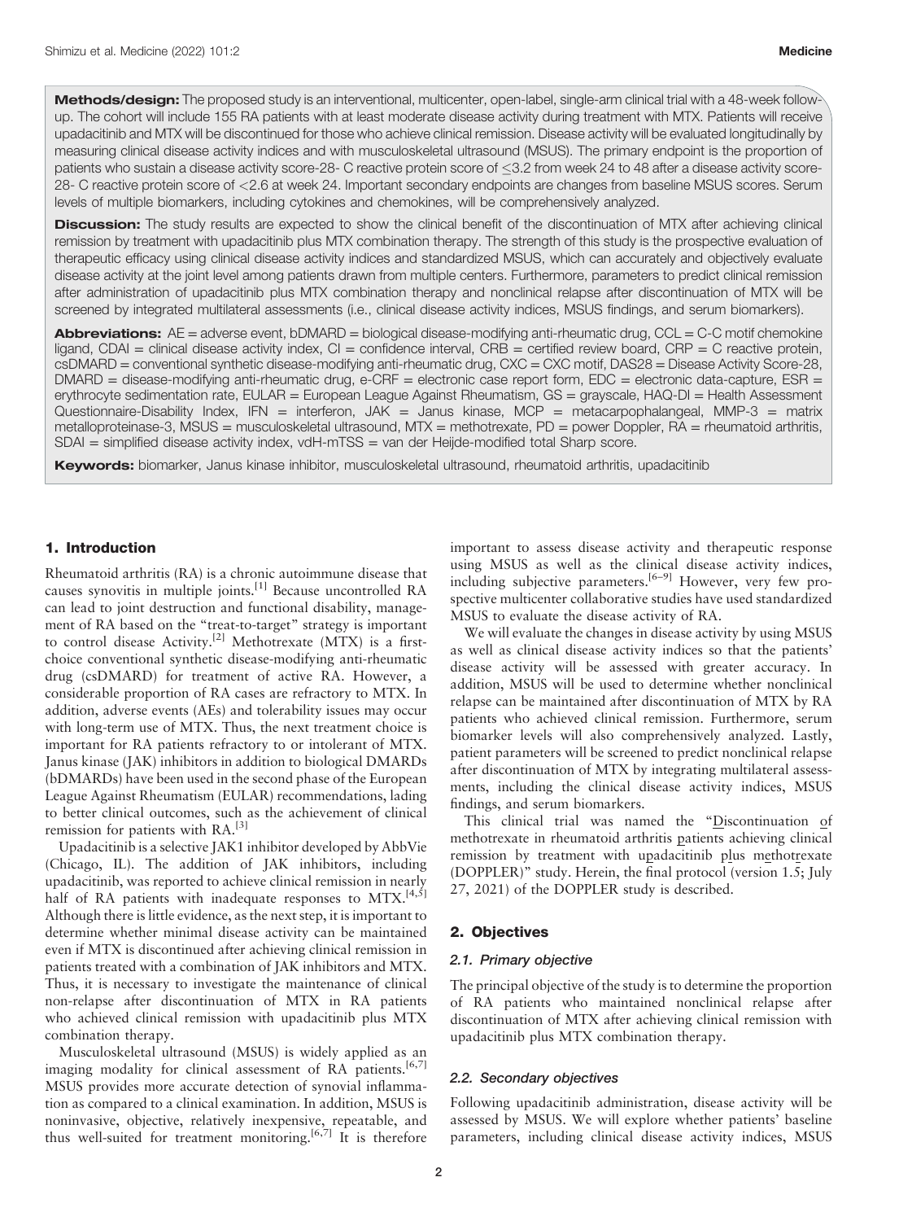**Methods/design:** The proposed study is an interventional, multicenter, open-label, single-arm clinical trial with a 48-week follow-up. The cohort will include 155 RA patients with at least moderate disease activity during treatment with MTX. Patients will receive upadacitinib and MTX will be discontinued for those who achieve clinical remission. Disease activity will be evaluated longitudinally by measuring clinical disease activity indices and with musculoskeletal ultrasound (MSUS). The primary endpoint is the proportion of patients who sustain a disease activity score-28- C reactive protein score of ≤3.2 from week 24 to 48 after a disease activity score-28- C reactive protein score of <2.6 at week 24. Important secondary endpoints are changes from baseline MSUS scores. Serum levels of multiple biomarkers, including cytokines and chemokines, will be comprehensively analyzed.

**Discussion:** The study results are expected to show the clinical benefit of the discontinuation of MTX after achieving clinical remission by treatment with upadacitinib plus MTX combination therapy. The strength of this study is the prospective evaluation of therapeutic efficacy using clinical disease activity indices and standardized MSUS, which can accurately and objectively evaluate disease activity at the joint level among patients drawn from multiple centers. Furthermore, parameters to predict clinical remission after administration of upadacitinib plus MTX combination therapy and nonclinical relapse after discontinuation of MTX will be screened by integrated multilateral assessments (i.e., clinical disease activity indices, MSUS findings, and serum biomarkers).

**Abbreviations:** AE = adverse event, bDMARD = biological disease-modifying anti-rheumatic drug, CCL = C-C motif chemokine ligand, CDAI = clinical disease activity index, CI = confidence interval, CRB = certified review board, CRP = C reactive protein, csDMARD = conventional synthetic disease-modifying anti-rheumatic drug, CXC = CXC motif, DAS28 = Disease Activity Score-28, DMARD = disease-modifying anti-rheumatic drug, e-CRF = electronic case report form, EDC = electronic data-capture, ESR = erythrocyte sedimentation rate, EULAR = European League Against Rheumatism, GS = grayscale, HAQ-DI = Health Assessment Questionnaire-Disability Index, IFN = interferon, JAK = Janus kinase, MCP = metacarpophalangeal, MMP-3 = matrix metalloproteinase-3, MSUS = musculoskeletal ultrasound, MTX = methotrexate, PD = power Doppler, RA = rheumatoid arthritis, SDAI = simplified disease activity index, vdH-mTSS = van der Heijde-modified total Sharp score.

**Keywords:** biomarker, Janus kinase inhibitor, musculoskeletal ultrasound, rheumatoid arthritis, upadacitinib

## 1. Introduction

Rheumatoid arthritis (RA) is a chronic autoimmune disease that causes synovitis in multiple joints.[1] Because uncontrolled RA can lead to joint destruction and functional disability, management of RA based on the "treat-to-target" strategy is important to control disease Activity.[2] Methotrexate (MTX) is a first-choice conventional synthetic disease-modifying anti-rheumatic drug (csDMARD) for treatment of active RA. However, a considerable proportion of RA cases are refractory to MTX. In addition, adverse events (AEs) and tolerability issues may occur with long-term use of MTX. Thus, the next treatment choice is important for RA patients refractory to or intolerant of MTX. Janus kinase (JAK) inhibitors in addition to biological DMARDs (bDMARDs) have been used in the second phase of the European League Against Rheumatism (EULAR) recommendations, lading to better clinical outcomes, such as the achievement of clinical remission for patients with RA.[3]

Upadacitinib is a selective JAK1 inhibitor developed by AbbVie (Chicago, IL). The addition of JAK inhibitors, including upadacitinib, was reported to achieve clinical remission in nearly half of RA patients with inadequate responses to MTX.[4,5] Although there is little evidence, as the next step, it is important to determine whether minimal disease activity can be maintained even if MTX is discontinued after achieving clinical remission in patients treated with a combination of JAK inhibitors and MTX. Thus, it is necessary to investigate the maintenance of clinical non-relapse after discontinuation of MTX in RA patients who achieved clinical remission with upadacitinib plus MTX combination therapy.

Musculoskeletal ultrasound (MSUS) is widely applied as an imaging modality for clinical assessment of RA patients.[6,7] MSUS provides more accurate detection of synovial inflammation as compared to a clinical examination. In addition, MSUS is noninvasive, objective, relatively inexpensive, repeatable, and thus well-suited for treatment monitoring.[6,7] It is therefore important to assess disease activity and therapeutic response using MSUS as well as the clinical disease activity indices, including subjective parameters.[6–9] However, very few prospective multicenter collaborative studies have used standardized MSUS to evaluate the disease activity of RA.

We will evaluate the changes in disease activity by using MSUS as well as clinical disease activity indices so that the patients' disease activity will be assessed with greater accuracy. In addition, MSUS will be used to determine whether nonclinical relapse can be maintained after discontinuation of MTX by RA patients who achieved clinical remission. Furthermore, serum biomarker levels will also comprehensively analyzed. Lastly, patient parameters will be screened to predict nonclinical relapse after discontinuation of MTX by integrating multilateral assessments, including the clinical disease activity indices, MSUS findings, and serum biomarkers.

This clinical trial was named the "Discontinuation of methotrexate in rheumatoid arthritis patients achieving clinical remission by treatment with upadacitinib plus methotrexate (DOPPLER)" study. Herein, the final protocol (version 1.5; July 27, 2021) of the DOPPLER study is described.

## 2. Objectives

### 2.1. Primary objective

The principal objective of the study is to determine the proportion of RA patients who maintained nonclinical relapse after discontinuation of MTX after achieving clinical remission with upadacitinib plus MTX combination therapy.

### 2.2. Secondary objectives

Following upadacitinib administration, disease activity will be assessed by MSUS. We will explore whether patients' baseline parameters, including clinical disease activity indices, MSUS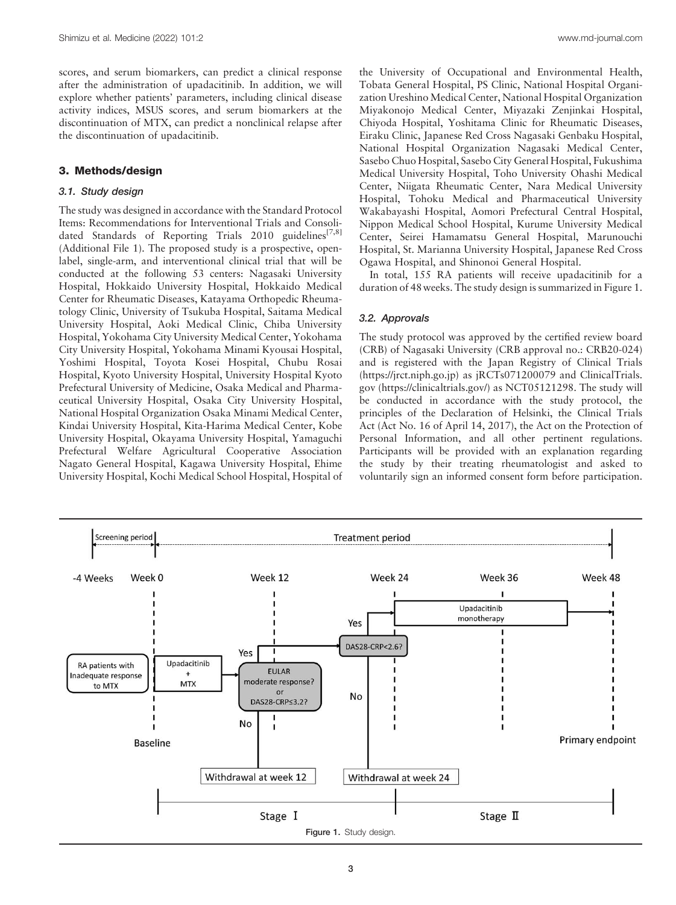scores, and serum biomarkers, can predict a clinical response after the administration of upadacitinib. In addition, we will explore whether patients' parameters, including clinical disease activity indices, MSUS scores, and serum biomarkers at the discontinuation of MTX, can predict a nonclinical relapse after the discontinuation of upadacitinib.

## 3. Methods/design

### 3.1. Study design

The study was designed in accordance with the Standard Protocol Items: Recommendations for Interventional Trials and Consolidated Standards of Reporting Trials 2010 guidelines[7,8] (Additional File 1). The proposed study is a prospective, open-label, single-arm, and interventional clinical trial that will be conducted at the following 53 centers: Nagasaki University Hospital, Hokkaido University Hospital, Hokkaido Medical Center for Rheumatic Diseases, Katayama Orthopedic Rheumatology Clinic, University of Tsukuba Hospital, Saitama Medical University Hospital, Aoki Medical Clinic, Chiba University Hospital, Yokohama City University Medical Center, Yokohama City University Hospital, Yokohama Minami Kyousai Hospital, Yoshimi Hospital, Toyota Kosei Hospital, Chubu Rosai Hospital, Kyoto University Hospital, University Hospital Kyoto Prefectural University of Medicine, Osaka Medical and Pharmaceutical University Hospital, Osaka City University Hospital, National Hospital Organization Osaka Minami Medical Center, Kindai University Hospital, Kita-Harima Medical Center, Kobe University Hospital, Okayama University Hospital, Yamaguchi Prefectural Welfare Agricultural Cooperative Association Nagato General Hospital, Kagawa University Hospital, Ehime University Hospital, Kochi Medical School Hospital, Hospital of the University of Occupational and Environmental Health, Tobata General Hospital, PS Clinic, National Hospital Organization Ureshino Medical Center, National Hospital Organization Miyakonojo Medical Center, Miyazaki Zenjinkai Hospital, Chiyoda Hospital, Yoshitama Clinic for Rheumatic Diseases, Eiraku Clinic, Japanese Red Cross Nagasaki Genbaku Hospital, National Hospital Organization Nagasaki Medical Center, Sasebo Chuo Hospital, Sasebo City General Hospital, Fukushima Medical University Hospital, Toho University Ohashi Medical Center, Niigata Rheumatic Center, Nara Medical University Hospital, Tohoku Medical and Pharmaceutical University Wakabayashi Hospital, Aomori Prefectural Central Hospital, Nippon Medical School Hospital, Kurume University Medical Center, Seirei Hamamatsu General Hospital, Marunouchi Hospital, St. Marianna University Hospital, Japanese Red Cross Ogawa Hospital, and Shinonoi General Hospital.

In total, 155 RA patients will receive upadacitinib for a duration of 48 weeks. The study design is summarized in Figure 1.

### 3.2. Approvals

The study protocol was approved by the certified review board (CRB) of Nagasaki University (CRB approval no.: CRB20-024) and is registered with the Japan Registry of Clinical Trials (https://jrct.niph.go.jp) as jRCTs071200079 and ClinicalTrials.gov (https://clinicaltrials.gov/) as NCT05121298. The study will be conducted in accordance with the study protocol, the principles of the Declaration of Helsinki, the Clinical Trials Act (Act No. 16 of April 14, 2017), the Act on the Protection of Personal Information, and all other pertinent regulations. Participants will be provided with an explanation regarding the study by their treating rheumatologist and asked to voluntarily sign an informed consent form before participation.

Screening period | Treatment period

-4 Weeks | Week 0 | Week 12 | Week 24 | Week 36 | Week 48

RA patients with Inadequate response to MTX → Upadacitinib + MTX → EULAR moderate response? or DAS28-CRP≤3.2? → Yes → DAS28-CRP<2.6? → Yes → Upadacitinib monotherapy

No → Withdrawal at week 12 | No → Withdrawal at week 24

Baseline | Primary endpoint

Stage Ⅰ | Stage Ⅱ

Figure 1. Study design.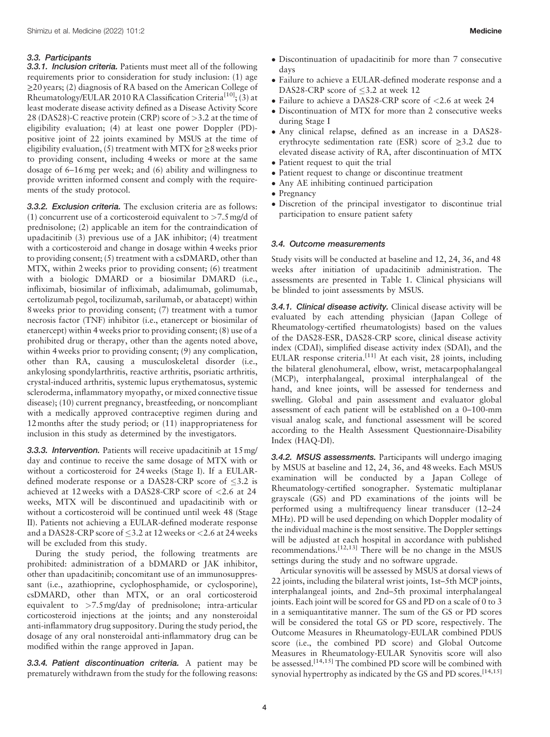### 3.3. Participants

**3.3.1. Inclusion criteria.** Patients must meet all of the following requirements prior to consideration for study inclusion: (1) age ≥20 years; (2) diagnosis of RA based on the American College of Rheumatology/EULAR 2010 RA Classification Criteria[10]; (3) at least moderate disease activity defined as a Disease Activity Score 28 (DAS28)-C reactive protein (CRP) score of >3.2 at the time of eligibility evaluation; (4) at least one power Doppler (PD)-positive joint of 22 joints examined by MSUS at the time of eligibility evaluation, (5) treatment with MTX for ≥8 weeks prior to providing consent, including 4 weeks or more at the same dosage of 6–16 mg per week; and (6) ability and willingness to provide written informed consent and comply with the requirements of the study protocol.

**3.3.2. Exclusion criteria.** The exclusion criteria are as follows: (1) concurrent use of a corticosteroid equivalent to >7.5 mg/d of prednisolone; (2) applicable an item for the contraindication of upadacitinib (3) previous use of a JAK inhibitor; (4) treatment with a corticosteroid and change in dosage within 4 weeks prior to providing consent; (5) treatment with a csDMARD, other than MTX, within 2 weeks prior to providing consent; (6) treatment with a biologic DMARD or a biosimilar DMARD (i.e., infliximab, biosimilar of infliximab, adalimumab, golimumab, certolizumab pegol, tocilizumab, sarilumab, or abatacept) within 8 weeks prior to providing consent; (7) treatment with a tumor necrosis factor (TNF) inhibitor (i.e., etanercept or biosimilar of etanercept) within 4 weeks prior to providing consent; (8) use of a prohibited drug or therapy, other than the agents noted above, within 4 weeks prior to providing consent; (9) any complication, other than RA, causing a musculoskeletal disorder (i.e., ankylosing spondylarthritis, reactive arthritis, psoriatic arthritis, crystal-induced arthritis, systemic lupus erythematosus, systemic scleroderma, inflammatory myopathy, or mixed connective tissue disease); (10) current pregnancy, breastfeeding, or noncompliant with a medically approved contraceptive regimen during and 12 months after the study period; or (11) inappropriateness for inclusion in this study as determined by the investigators.

**3.3.3. Intervention.** Patients will receive upadacitinib at 15 mg/day and continue to receive the same dosage of MTX with or without a corticosteroid for 24 weeks (Stage I). If a EULAR-defined moderate response or a DAS28-CRP score of ≤3.2 is achieved at 12 weeks with a DAS28-CRP score of <2.6 at 24 weeks, MTX will be discontinued and upadacitinib with or without a corticosteroid will be continued until week 48 (Stage II). Patients not achieving a EULAR-defined moderate response and a DAS28-CRP score of ≤3.2 at 12 weeks or <2.6 at 24 weeks will be excluded from this study.

During the study period, the following treatments are prohibited: administration of a bDMARD or JAK inhibitor, other than upadacitinib; concomitant use of an immunosuppressant (i.e., azathioprine, cyclophosphamide, or cyclosporine), csDMARD, other than MTX, or an oral corticosteroid equivalent to >7.5 mg/day of prednisolone; intra-articular corticosteroid injections at the joints; and any nonsteroidal anti-inflammatory drug suppository. During the study period, the dosage of any oral nonsteroidal anti-inflammatory drug can be modified within the range approved in Japan.

**3.3.4. Patient discontinuation criteria.** A patient may be prematurely withdrawn from the study for the following reasons:

- Discontinuation of upadacitinib for more than 7 consecutive days
- Failure to achieve a EULAR-defined moderate response and a DAS28-CRP score of ≤3.2 at week 12
- Failure to achieve a DAS28-CRP score of <2.6 at week 24
- Discontinuation of MTX for more than 2 consecutive weeks during Stage I
- Any clinical relapse, defined as an increase in a DAS28-erythrocyte sedimentation rate (ESR) score of ≥3.2 due to elevated disease activity of RA, after discontinuation of MTX
- Patient request to quit the trial
- Patient request to change or discontinue treatment
- Any AE inhibiting continued participation
- Pregnancy
- Discretion of the principal investigator to discontinue trial participation to ensure patient safety

### 3.4. Outcome measurements

Study visits will be conducted at baseline and 12, 24, 36, and 48 weeks after initiation of upadacitinib administration. The assessments are presented in Table 1. Clinical physicians will be blinded to joint assessments by MSUS.

**3.4.1. Clinical disease activity.** Clinical disease activity will be evaluated by each attending physician (Japan College of Rheumatology-certified rheumatologists) based on the values of the DAS28-ESR, DAS28-CRP score, clinical disease activity index (CDAI), simplified disease activity index (SDAI), and the EULAR response criteria.[11] At each visit, 28 joints, including the bilateral glenohumeral, elbow, wrist, metacarpophalangeal (MCP), interphalangeal, proximal interphalangeal of the hand, and knee joints, will be assessed for tenderness and swelling. Global and pain assessment and evaluator global assessment of each patient will be established on a 0–100-mm visual analog scale, and functional assessment will be scored according to the Health Assessment Questionnaire-Disability Index (HAQ-DI).

**3.4.2. MSUS assessments.** Participants will undergo imaging by MSUS at baseline and 12, 24, 36, and 48 weeks. Each MSUS examination will be conducted by a Japan College of Rheumatology-certified sonographer. Systematic multiplanar grayscale (GS) and PD examinations of the joints will be performed using a multifrequency linear transducer (12–24 MHz). PD will be used depending on which Doppler modality of the individual machine is the most sensitive. The Doppler settings will be adjusted at each hospital in accordance with published recommendations.[12,13] There will be no change in the MSUS settings during the study and no software upgrade.

Articular synovitis will be assessed by MSUS at dorsal views of 22 joints, including the bilateral wrist joints, 1st–5th MCP joints, interphalangeal joints, and 2nd–5th proximal interphalangeal joints. Each joint will be scored for GS and PD on a scale of 0 to 3 in a semiquantitative manner. The sum of the GS or PD scores will be considered the total GS or PD score, respectively. The Outcome Measures in Rheumatology-EULAR combined PDUS score (i.e., the combined PD score) and Global Outcome Measures in Rheumatology-EULAR Synovitis score will also be assessed.[14,15] The combined PD score will be combined with synovial hypertrophy as indicated by the GS and PD scores.[14,15]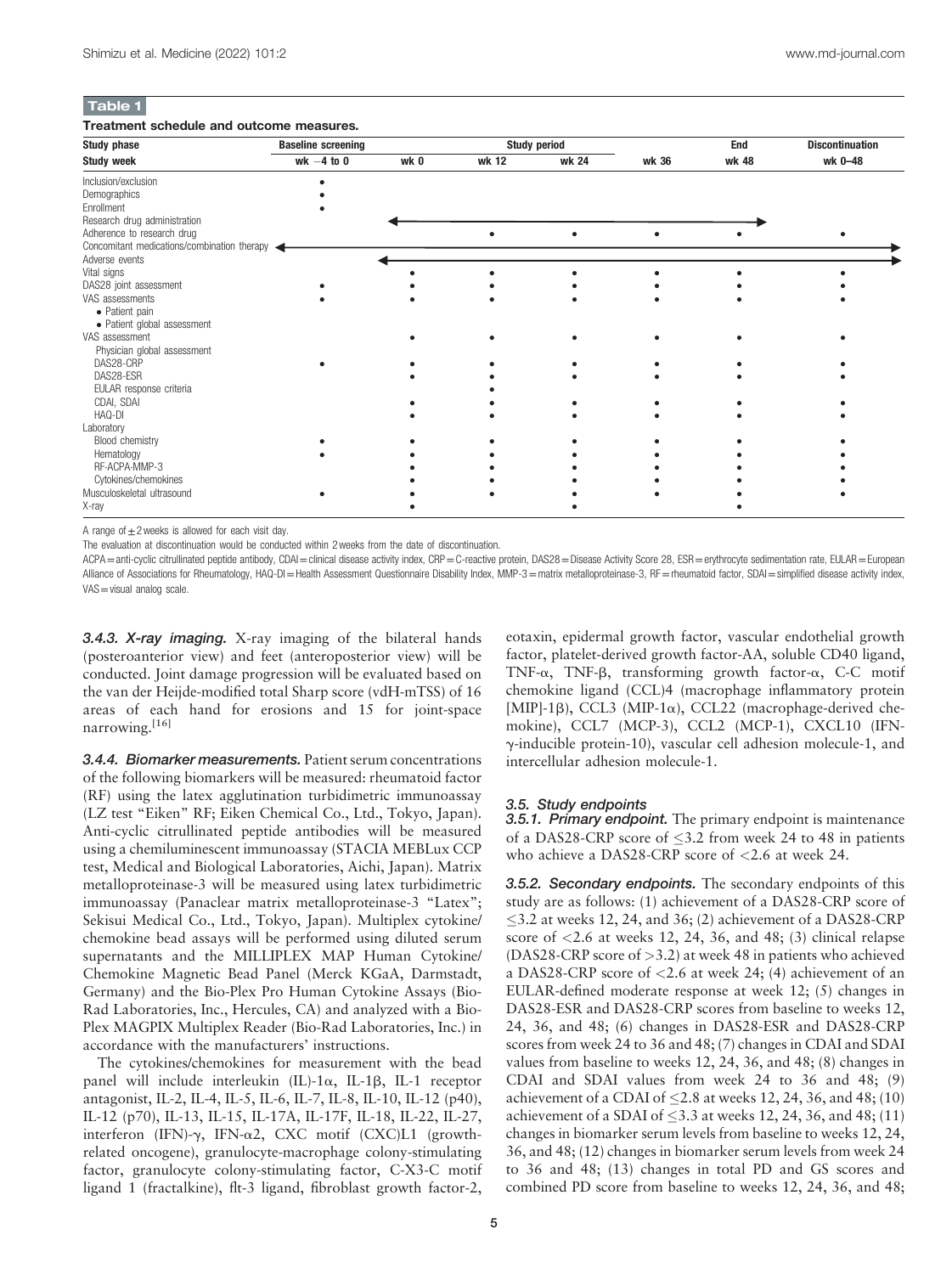**Table 1**

**Treatment schedule and outcome measures.**

| Study phase | Baseline screening | Study period | | | | End | Discontinuation |
|---|---|---|---|---|---|---|---|
| Study week | wk −4 to 0 | wk 0 | wk 12 | wk 24 | wk 36 | wk 48 | wk 0–48 |
| Inclusion/exclusion | • | | | | | | |
| Demographics | • | | | | | | |
| Enrollment | • | | | | | | |
| Research drug administration | | ← | → | → | → | → | |
| Adherence to research drug | | | • | • | • | • | • |
| Concomitant medications/combination therapy | ← | → | → | → | → | → | → |
| Adverse events | | ← | → | → | → | → | → |
| Vital signs | | • | • | • | • | • | • |
| DAS28 joint assessment | • | • | • | • | • | • | • |
| VAS assessments<br>• Patient pain<br>• Patient global assessment | • | • | • | • | • | • | • |
| VAS assessment<br>Physician global assessment | | • | • | • | • | • | • |
| DAS28-CRP | • | • | • | • | • | • | • |
| DAS28-ESR | | • | • | • | • | • | • |
| EULAR response criteria | | | • | | | | |
| CDAI, SDAI | | • | • | • | • | • | • |
| HAQ-DI | | • | • | • | • | • | • |
| Laboratory | | | | | | | |
| Blood chemistry | • | • | • | • | • | • | • |
| Hematology | • | • | • | • | • | • | • |
| RF-ACPA-MMP-3 | | • | • | • | • | • | • |
| Cytokines/chemokines | | • | • | • | • | • | • |
| Musculoskeletal ultrasound | • | • | • | • | • | • | • |
| X-ray | | • | | • | | • | |

A range of ±2 weeks is allowed for each visit day.

The evaluation at discontinuation would be conducted within 2 weeks from the date of discontinuation.

ACPA = anti-cyclic citrullinated peptide antibody, CDAI = clinical disease activity index, CRP = C-reactive protein, DAS28 = Disease Activity Score 28, ESR = erythrocyte sedimentation rate, EULAR = European Alliance of Associations for Rheumatology, HAQ-DI = Health Assessment Questionnaire Disability Index, MMP-3 = matrix metalloproteinase-3, RF = rheumatoid factor, SDAI = simplified disease activity index, VAS = visual analog scale.

#### *3.4.3. X-ray imaging.*

X-ray imaging of the bilateral hands (posteroanterior view) and feet (anteroposterior view) will be conducted. Joint damage progression will be evaluated based on the van der Heijde-modified total Sharp score (vdH-mTSS) of 16 areas of each hand for erosions and 15 for joint-space narrowing.[16]

#### *3.4.4. Biomarker measurements.*

Patient serum concentrations of the following biomarkers will be measured: rheumatoid factor (RF) using the latex agglutination turbidimetric immunoassay (LZ test "Eiken" RF; Eiken Chemical Co., Ltd., Tokyo, Japan). Anti-cyclic citrullinated peptide antibodies will be measured using a chemiluminescent immunoassay (STACIA MEBLux CCP test, Medical and Biological Laboratories, Aichi, Japan). Matrix metalloproteinase-3 will be measured using latex turbidimetric immunoassay (Panaclear matrix metalloproteinase-3 "Latex"; Sekisui Medical Co., Ltd., Tokyo, Japan). Multiplex cytokine/chemokine bead assays will be performed using diluted serum supernatants and the MILLIPLEX MAP Human Cytokine/Chemokine Magnetic Bead Panel (Merck KGaA, Darmstadt, Germany) and the Bio-Plex Pro Human Cytokine Assays (Bio-Rad Laboratories, Inc., Hercules, CA) and analyzed with a Bio-Plex MAGPIX Multiplex Reader (Bio-Rad Laboratories, Inc.) in accordance with the manufacturers' instructions.

The cytokines/chemokines for measurement with the bead panel will include interleukin (IL)-1α, IL-1β, IL-1 receptor antagonist, IL-2, IL-4, IL-5, IL-6, IL-7, IL-8, IL-10, IL-12 (p40), IL-12 (p70), IL-13, IL-15, IL-17A, IL-17F, IL-18, IL-22, IL-27, interferon (IFN)-γ, IFN-α2, CXC motif (CXC)L1 (growth-related oncogene), granulocyte-macrophage colony-stimulating factor, granulocyte colony-stimulating factor, C-X3-C motif ligand 1 (fractalkine), flt-3 ligand, fibroblast growth factor-2, eotaxin, epidermal growth factor, vascular endothelial growth factor, platelet-derived growth factor-AA, soluble CD40 ligand, TNF-α, TNF-β, transforming growth factor-α, C-C motif chemokine ligand (CCL)4 (macrophage inflammatory protein [MIP]-1β), CCL3 (MIP-1α), CCL22 (macrophage-derived chemokine), CCL7 (MCP-3), CCL2 (MCP-1), CXCL10 (IFN-γ-inducible protein-10), vascular cell adhesion molecule-1, and intercellular adhesion molecule-1.

### *3.5. Study endpoints*

#### *3.5.1. Primary endpoint.*

The primary endpoint is maintenance of a DAS28-CRP score of ≤3.2 from week 24 to 48 in patients who achieve a DAS28-CRP score of <2.6 at week 24.

#### *3.5.2. Secondary endpoints.*

The secondary endpoints of this study are as follows: (1) achievement of a DAS28-CRP score of ≤3.2 at weeks 12, 24, and 36; (2) achievement of a DAS28-CRP score of <2.6 at weeks 12, 24, 36, and 48; (3) clinical relapse (DAS28-CRP score of >3.2) at week 48 in patients who achieved a DAS28-CRP score of <2.6 at week 24; (4) achievement of an EULAR-defined moderate response at week 12; (5) changes in DAS28-ESR and DAS28-CRP scores from baseline to weeks 12, 24, 36, and 48; (6) changes in DAS28-ESR and DAS28-CRP scores from week 24 to 36 and 48; (7) changes in CDAI and SDAI values from baseline to weeks 12, 24, 36, and 48; (8) changes in CDAI and SDAI values from week 24 to 36 and 48; (9) achievement of a CDAI of ≤2.8 at weeks 12, 24, 36, and 48; (10) achievement of a SDAI of ≤3.3 at weeks 12, 24, 36, and 48; (11) changes in biomarker serum levels from baseline to weeks 12, 24, 36, and 48; (12) changes in biomarker serum levels from week 24 to 36 and 48; (13) changes in total PD and GS scores and combined PD score from baseline to weeks 12, 24, 36, and 48;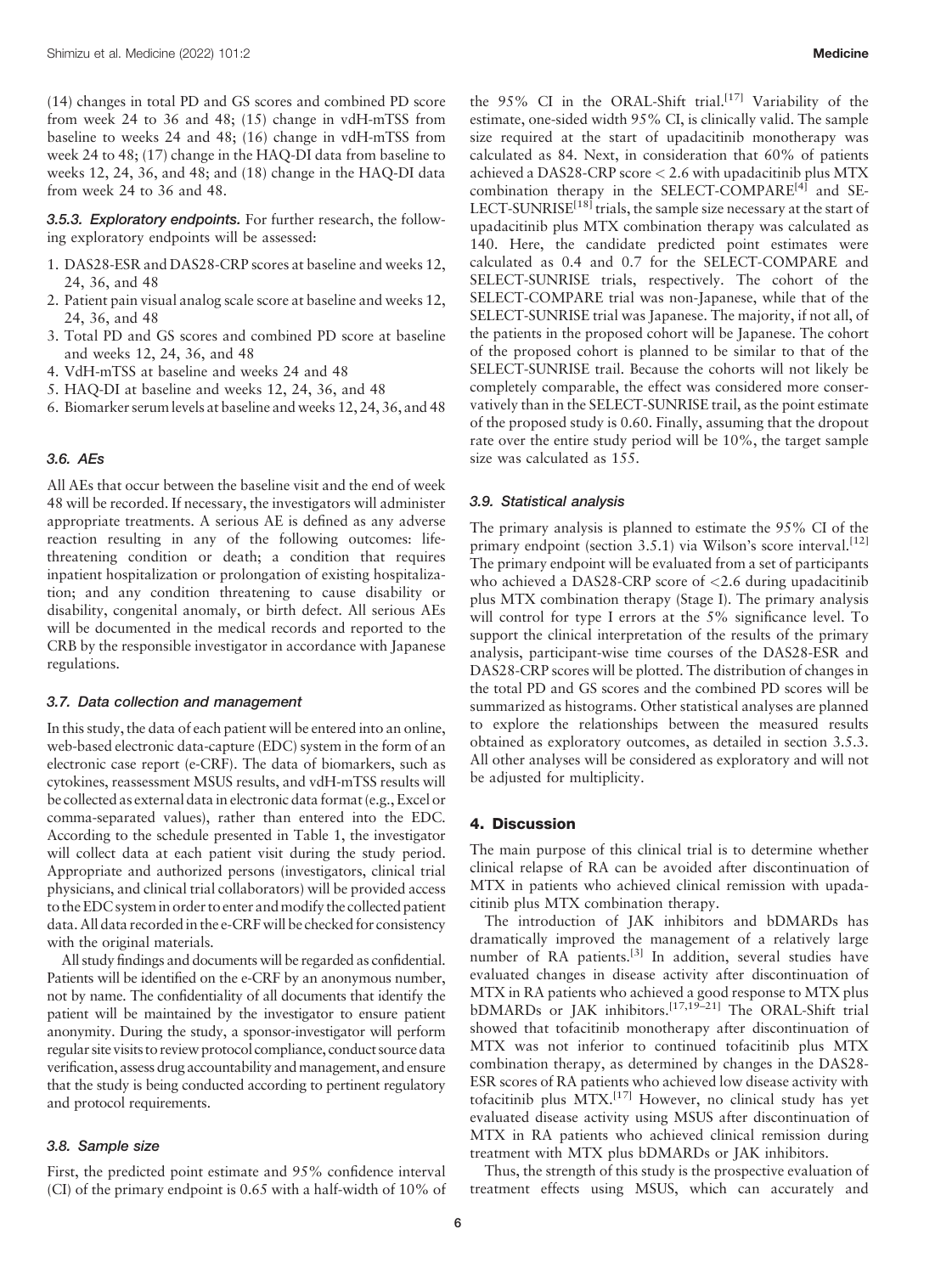(14) changes in total PD and GS scores and combined PD score from week 24 to 36 and 48; (15) change in vdH-mTSS from baseline to weeks 24 and 48; (16) change in vdH-mTSS from week 24 to 48; (17) change in the HAQ-DI data from baseline to weeks 12, 24, 36, and 48; and (18) change in the HAQ-DI data from week 24 to 36 and 48.

#### 3.5.3. Exploratory endpoints.

For further research, the following exploratory endpoints will be assessed:

1. DAS28-ESR and DAS28-CRP scores at baseline and weeks 12, 24, 36, and 48
2. Patient pain visual analog scale score at baseline and weeks 12, 24, 36, and 48
3. Total PD and GS scores and combined PD score at baseline and weeks 12, 24, 36, and 48
4. VdH-mTSS at baseline and weeks 24 and 48
5. HAQ-DI at baseline and weeks 12, 24, 36, and 48
6. Biomarker serum levels at baseline and weeks 12, 24, 36, and 48

### 3.6. AEs

All AEs that occur between the baseline visit and the end of week 48 will be recorded. If necessary, the investigators will administer appropriate treatments. A serious AE is defined as any adverse reaction resulting in any of the following outcomes: life-threatening condition or death; a condition that requires inpatient hospitalization or prolongation of existing hospitalization; and any condition threatening to cause disability or disability, congenital anomaly, or birth defect. All serious AEs will be documented in the medical records and reported to the CRB by the responsible investigator in accordance with Japanese regulations.

### 3.7. Data collection and management

In this study, the data of each patient will be entered into an online, web-based electronic data-capture (EDC) system in the form of an electronic case report (e-CRF). The data of biomarkers, such as cytokines, reassessment MSUS results, and vdH-mTSS results will be collected as external data in electronic data format (e.g., Excel or comma-separated values), rather than entered into the EDC. According to the schedule presented in Table 1, the investigator will collect data at each patient visit during the study period. Appropriate and authorized persons (investigators, clinical trial physicians, and clinical trial collaborators) will be provided access to the EDC system in order to enter and modify the collected patient data. All data recorded in the e-CRF will be checked for consistency with the original materials.

All study findings and documents will be regarded as confidential. Patients will be identified on the e-CRF by an anonymous number, not by name. The confidentiality of all documents that identify the patient will be maintained by the investigator to ensure patient anonymity. During the study, a sponsor-investigator will perform regular site visits to review protocol compliance, conduct source data verification, assess drug accountability and management, and ensure that the study is being conducted according to pertinent regulatory and protocol requirements.

### 3.8. Sample size

First, the predicted point estimate and 95% confidence interval (CI) of the primary endpoint is 0.65 with a half-width of 10% of the 95% CI in the ORAL-Shift trial.[17] Variability of the estimate, one-sided width 95% CI, is clinically valid. The sample size required at the start of upadacitinib monotherapy was calculated as 84. Next, in consideration that 60% of patients achieved a DAS28-CRP score < 2.6 with upadacitinib plus MTX combination therapy in the SELECT-COMPARE[4] and SELECT-SUNRISE[18] trials, the sample size necessary at the start of upadacitinib plus MTX combination therapy was calculated as 140. Here, the candidate predicted point estimates were calculated as 0.4 and 0.7 for the SELECT-COMPARE and SELECT-SUNRISE trials, respectively. The cohort of the SELECT-COMPARE trial was non-Japanese, while that of the SELECT-SUNRISE trial was Japanese. The majority, if not all, of the patients in the proposed cohort will be Japanese. The cohort of the proposed cohort is planned to be similar to that of the SELECT-SUNRISE trail. Because the cohorts will not likely be completely comparable, the effect was considered more conservatively than in the SELECT-SUNRISE trail, as the point estimate of the proposed study is 0.60. Finally, assuming that the dropout rate over the entire study period will be 10%, the target sample size was calculated as 155.

### 3.9. Statistical analysis

The primary analysis is planned to estimate the 95% CI of the primary endpoint (section 3.5.1) via Wilson's score interval.[12] The primary endpoint will be evaluated from a set of participants who achieved a DAS28-CRP score of <2.6 during upadacitinib plus MTX combination therapy (Stage I). The primary analysis will control for type I errors at the 5% significance level. To support the clinical interpretation of the results of the primary analysis, participant-wise time courses of the DAS28-ESR and DAS28-CRP scores will be plotted. The distribution of changes in the total PD and GS scores and the combined PD scores will be summarized as histograms. Other statistical analyses are planned to explore the relationships between the measured results obtained as exploratory outcomes, as detailed in section 3.5.3. All other analyses will be considered as exploratory and will not be adjusted for multiplicity.

## 4. Discussion

The main purpose of this clinical trial is to determine whether clinical relapse of RA can be avoided after discontinuation of MTX in patients who achieved clinical remission with upadacitinib plus MTX combination therapy.

The introduction of JAK inhibitors and bDMARDs has dramatically improved the management of a relatively large number of RA patients.[3] In addition, several studies have evaluated changes in disease activity after discontinuation of MTX in RA patients who achieved a good response to MTX plus bDMARDs or JAK inhibitors.[17,19–21] The ORAL-Shift trial showed that tofacitinib monotherapy after discontinuation of MTX was not inferior to continued tofacitinib plus MTX combination therapy, as determined by changes in the DAS28-ESR scores of RA patients who achieved low disease activity with tofacitinib plus MTX.[17] However, no clinical study has yet evaluated disease activity using MSUS after discontinuation of MTX in RA patients who achieved clinical remission during treatment with MTX plus bDMARDs or JAK inhibitors.

Thus, the strength of this study is the prospective evaluation of treatment effects using MSUS, which can accurately and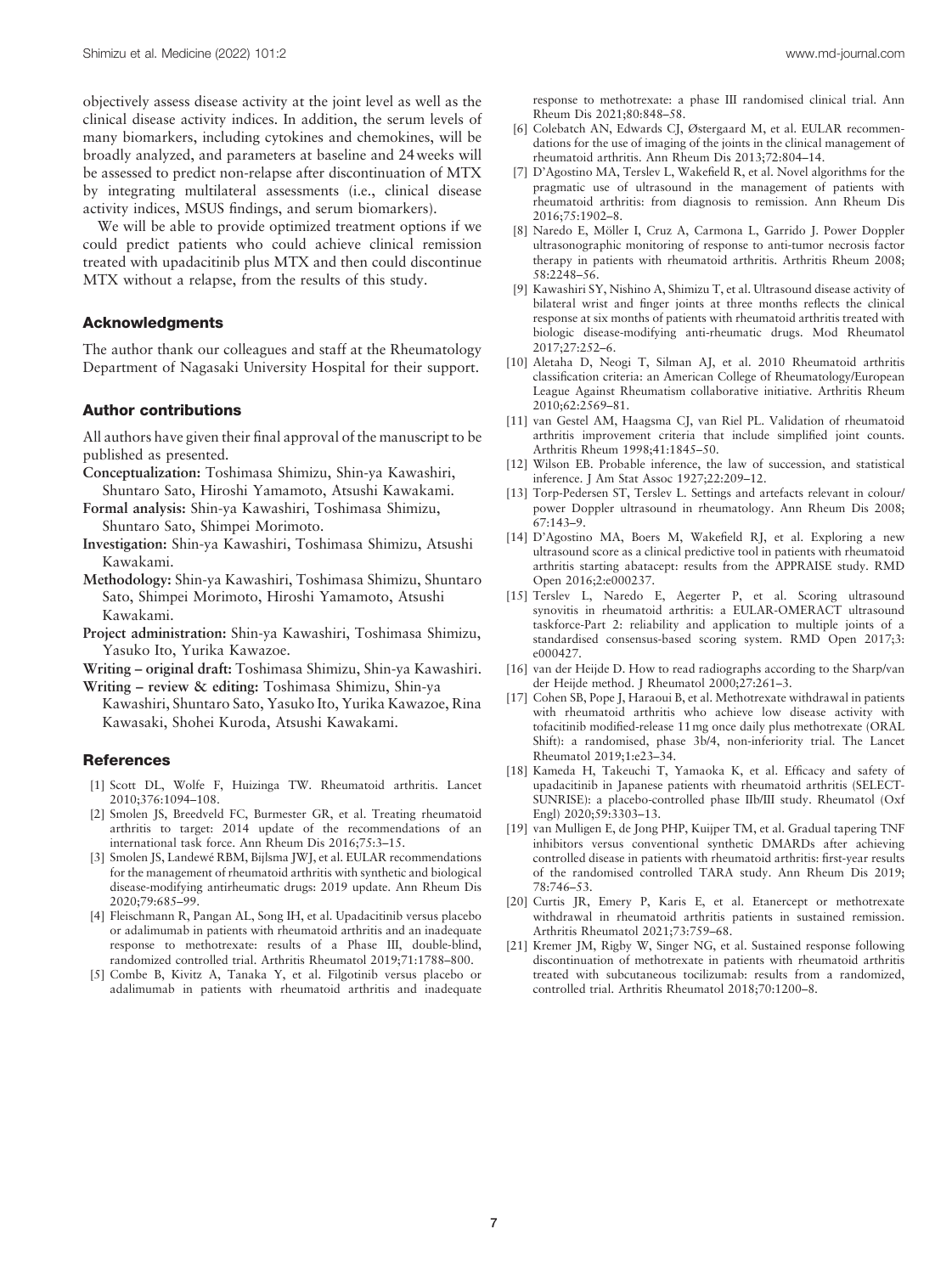objectively assess disease activity at the joint level as well as the clinical disease activity indices. In addition, the serum levels of many biomarkers, including cytokines and chemokines, will be broadly analyzed, and parameters at baseline and 24 weeks will be assessed to predict non-relapse after discontinuation of MTX by integrating multilateral assessments (i.e., clinical disease activity indices, MSUS findings, and serum biomarkers).

We will be able to provide optimized treatment options if we could predict patients who could achieve clinical remission treated with upadacitinib plus MTX and then could discontinue MTX without a relapse, from the results of this study.

## Acknowledgments

The author thank our colleagues and staff at the Rheumatology Department of Nagasaki University Hospital for their support.

## Author contributions

All authors have given their final approval of the manuscript to be published as presented.

**Conceptualization:** Toshimasa Shimizu, Shin-ya Kawashiri, Shuntaro Sato, Hiroshi Yamamoto, Atsushi Kawakami.

**Formal analysis:** Shin-ya Kawashiri, Toshimasa Shimizu, Shuntaro Sato, Shimpei Morimoto.

**Investigation:** Shin-ya Kawashiri, Toshimasa Shimizu, Atsushi Kawakami.

**Methodology:** Shin-ya Kawashiri, Toshimasa Shimizu, Shuntaro Sato, Shimpei Morimoto, Hiroshi Yamamoto, Atsushi Kawakami.

**Project administration:** Shin-ya Kawashiri, Toshimasa Shimizu, Yasuko Ito, Yurika Kawazoe.

**Writing – original draft:** Toshimasa Shimizu, Shin-ya Kawashiri.

**Writing – review & editing:** Toshimasa Shimizu, Shin-ya Kawashiri, Shuntaro Sato, Yasuko Ito, Yurika Kawazoe, Rina Kawasaki, Shohei Kuroda, Atsushi Kawakami.

## References

[1] Scott DL, Wolfe F, Huizinga TW. Rheumatoid arthritis. Lancet 2010;376:1094–108.

[2] Smolen JS, Breedveld FC, Burmester GR, et al. Treating rheumatoid arthritis to target: 2014 update of the recommendations of an international task force. Ann Rheum Dis 2016;75:3–15.

[3] Smolen JS, Landewé RBM, Bijlsma JWJ, et al. EULAR recommendations for the management of rheumatoid arthritis with synthetic and biological disease-modifying antirheumatic drugs: 2019 update. Ann Rheum Dis 2020;79:685–99.

[4] Fleischmann R, Pangan AL, Song IH, et al. Upadacitinib versus placebo or adalimumab in patients with rheumatoid arthritis and an inadequate response to methotrexate: results of a Phase III, double-blind, randomized controlled trial. Arthritis Rheumatol 2019;71:1788–800.

[5] Combe B, Kivitz A, Tanaka Y, et al. Filgotinib versus placebo or adalimumab in patients with rheumatoid arthritis and inadequate response to methotrexate: a phase III randomised clinical trial. Ann Rheum Dis 2021;80:848–58.

[6] Colebatch AN, Edwards CJ, Østergaard M, et al. EULAR recommendations for the use of imaging of the joints in the clinical management of rheumatoid arthritis. Ann Rheum Dis 2013;72:804–14.

[7] D'Agostino MA, Terslev L, Wakefield R, et al. Novel algorithms for the pragmatic use of ultrasound in the management of patients with rheumatoid arthritis: from diagnosis to remission. Ann Rheum Dis 2016;75:1902–8.

[8] Naredo E, Möller I, Cruz A, Carmona L, Garrido J. Power Doppler ultrasonographic monitoring of response to anti-tumor necrosis factor therapy in patients with rheumatoid arthritis. Arthritis Rheum 2008; 58:2248–56.

[9] Kawashiri SY, Nishino A, Shimizu T, et al. Ultrasound disease activity of bilateral wrist and finger joints at three months reflects the clinical response at six months of patients with rheumatoid arthritis treated with biologic disease-modifying anti-rheumatic drugs. Mod Rheumatol 2017;27:252–6.

[10] Aletaha D, Neogi T, Silman AJ, et al. 2010 Rheumatoid arthritis classification criteria: an American College of Rheumatology/European League Against Rheumatism collaborative initiative. Arthritis Rheum 2010;62:2569–81.

[11] van Gestel AM, Haagsma CJ, van Riel PL. Validation of rheumatoid arthritis improvement criteria that include simplified joint counts. Arthritis Rheum 1998;41:1845–50.

[12] Wilson EB. Probable inference, the law of succession, and statistical inference. J Am Stat Assoc 1927;22:209–12.

[13] Torp-Pedersen ST, Terslev L. Settings and artefacts relevant in colour/ power Doppler ultrasound in rheumatology. Ann Rheum Dis 2008; 67:143–9.

[14] D'Agostino MA, Boers M, Wakefield RJ, et al. Exploring a new ultrasound score as a clinical predictive tool in patients with rheumatoid arthritis starting abatacept: results from the APPRAISE study. RMD Open 2016;2:e000237.

[15] Terslev L, Naredo E, Aegerter P, et al. Scoring ultrasound synovitis in rheumatoid arthritis: a EULAR-OMERACT ultrasound taskforce-Part 2: reliability and application to multiple joints of a standardised consensus-based scoring system. RMD Open 2017;3: e000427.

[16] van der Heijde D. How to read radiographs according to the Sharp/van der Heijde method. J Rheumatol 2000;27:261–3.

[17] Cohen SB, Pope J, Haraoui B, et al. Methotrexate withdrawal in patients with rheumatoid arthritis who achieve low disease activity with tofacitinib modified-release 11 mg once daily plus methotrexate (ORAL Shift): a randomised, phase 3b/4, non-inferiority trial. The Lancet Rheumatol 2019;1:e23–34.

[18] Kameda H, Takeuchi T, Yamaoka K, et al. Efficacy and safety of upadacitinib in Japanese patients with rheumatoid arthritis (SELECT-SUNRISE): a placebo-controlled phase IIb/III study. Rheumatol (Oxf Engl) 2020;59:3303–13.

[19] van Mulligen E, de Jong PHP, Kuijper TM, et al. Gradual tapering TNF inhibitors versus conventional synthetic DMARDs after achieving controlled disease in patients with rheumatoid arthritis: first-year results of the randomised controlled TARA study. Ann Rheum Dis 2019; 78:746–53.

[20] Curtis JR, Emery P, Karis E, et al. Etanercept or methotrexate withdrawal in rheumatoid arthritis patients in sustained remission. Arthritis Rheumatol 2021;73:759–68.

[21] Kremer JM, Rigby W, Singer NG, et al. Sustained response following discontinuation of methotrexate in patients with rheumatoid arthritis treated with subcutaneous tocilizumab: results from a randomized, controlled trial. Arthritis Rheumatol 2018;70:1200–8.